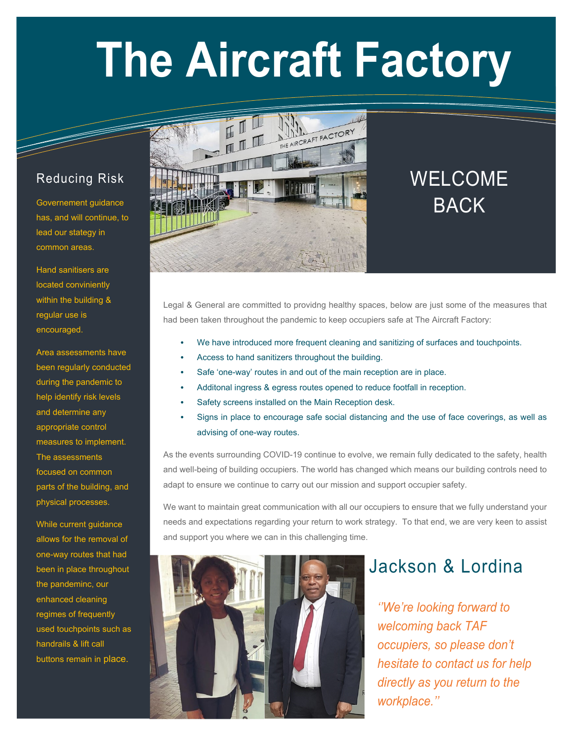# The Aircraft Factory

## Reducing Risk

Governement guidance has, and will continue, to lead our stategy in common areas.

Hand sanitisers are located conviniently within the building & regular use is encouraged.

Area assessments have been regularly conducted during the pandemic to help identify risk levels and determine any appropriate control measures to implement. The assessments focused on common parts of the building, and physical processes.

While current guidance allows for the removal of one-way routes that had been in place throughout the pandeminc, our enhanced cleaning regimes of frequently used touchpoints such as handrails & lift call buttons remain in place.

## WELCOME BACK

Legal & General are committed to providng healthy spaces, below are just some of the measures that had been taken throughout the pandemic to keep occupiers safe at The Aircraft Factory:

- We have introduced more frequent cleaning and sanitizing of surfaces and touchpoints.
- Access to hand sanitizers throughout the building.
- Safe 'one-way' routes in and out of the main reception are in place.
- Additonal ingress & egress routes opened to reduce footfall in reception.
- Safety screens installed on the Main Reception desk.
- Signs in place to encourage safe social distancing and the use of face coverings, as well as advising of one-way routes.

As the events surrounding COVID-19 continue to evolve, we remain fully dedicated to the safety, health and well-being of building occupiers. The world has changed which means our building controls need to adapt to ensure we continue to carry out our mission and support occupier safety.

We want to maintain great communication with all our occupiers to ensure that we fully understand your needs and expectations regarding your return to work strategy. To that end, we are very keen to assist and support you where we can in this challenging time.

## Jackson & Lordina

*"We're looking forward to welcoming back TAF occupiers, so please don't hesitate to contact us for help directly as you return to the workplace."*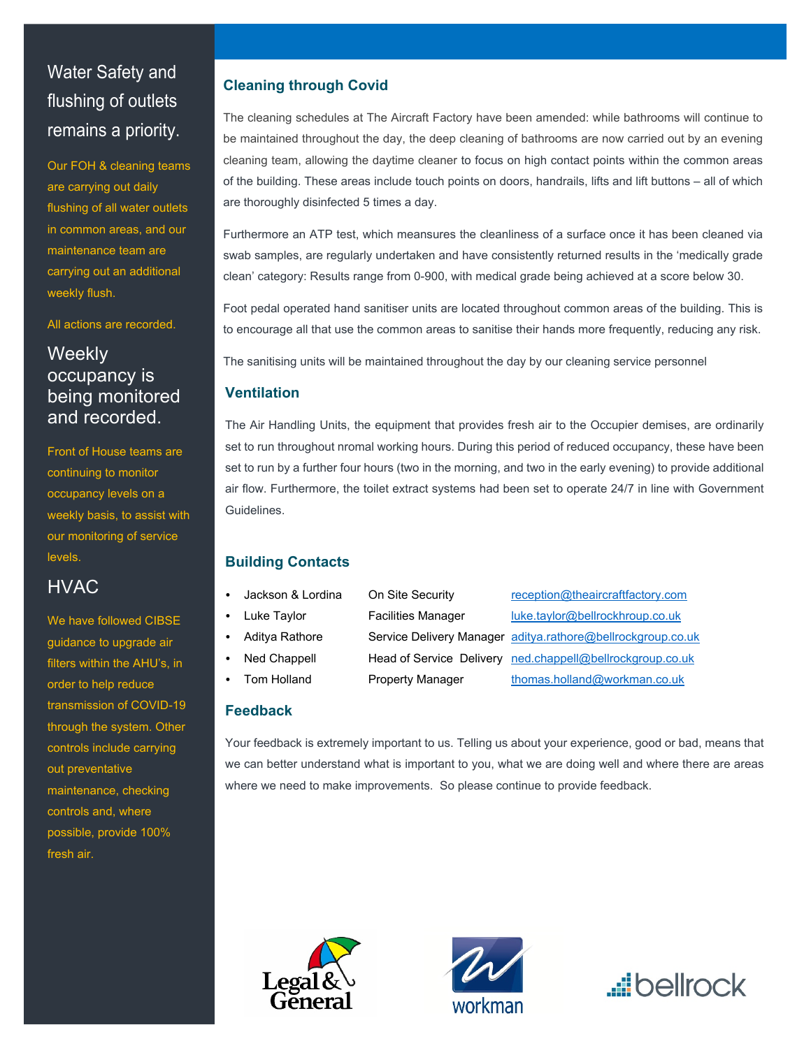## Water Safety and flushing of outlets remains a priority.

Our FOH & cleaning teams are carrying out daily flushing of all water outlets in common areas, and our maintenance team are carrying out an additional weekly flush.

All actions are recorded.

## Weekly occupancy is being monitored and recorded.

Front of House teams are continuing to monitor occupancy levels on a weekly basis, to assist with our monitoring of service levels.

## HVAC

We have followed CIBSE guidance to upgrade air filters within the AHU's, in order to help reduce transmission of COVID-19 through the system. Other controls include carrying out preventative maintenance, checking controls and, where possible, provide 100% fresh air.

### Cleaning through Covid

The cleaning schedules at The Aircraft Factory have been amended: while bathrooms will continue to be maintained throughout the day, the deep cleaning of bathrooms are now carried out by an evening cleaning team, allowing the daytime cleaner to focus on high contact points within the common areas of the building. These areas include touch points on doors, handrails, lifts and lift buttons – all of which are thoroughly disinfected 5 times a day.

Furthermore an ATP test, which meansures the cleanliness of a surface once it has been cleaned via swab samples, are regularly undertaken and have consistently returned results in the 'medically grade clean' category: Results range from 0-900, with medical grade being achieved at a score below 30.

Foot pedal operated hand sanitiser units are located throughout common areas of the building. This is to encourage all that use the common areas to sanitise their hands more frequently, reducing any risk.

The sanitising units will be maintained throughout the day by our cleaning service personnel

### Ventilation

The Air Handling Units, the equipment that provides fresh air to the Occupier demises, are ordinarily set to run throughout nromal working hours. During this period of reduced occupancy, these have been set to run by a further four hours (two in the morning, and two in the early evening) to provide additional air flow. Furthermore, the toilet extract systems had been set to operate 24/7 in line with Government Guidelines.

### Building Contacts

| | | |
|---|---|---|
| • Jackson & Lordina | On Site Security | reception@theaircraftfactory.com |
| • Luke Taylor | Facilities Manager | luke.taylor@bellrockhroup.co.uk |
| • Aditya Rathore | Service Delivery Manager | aditya.rathore@bellrockgroup.co.uk |
| • Ned Chappell | Head of Service Delivery | ned.chappell@bellrockgroup.co.uk |
| • Tom Holland | Property Manager | thomas.holland@workman.co.uk |

### Feedback

Your feedback is extremely important to us. Telling us about your experience, good or bad, means that we can better understand what is important to you, what we are doing well and where there are areas where we need to make improvements. So please continue to provide feedback.

Legal & General

workman

bellrock